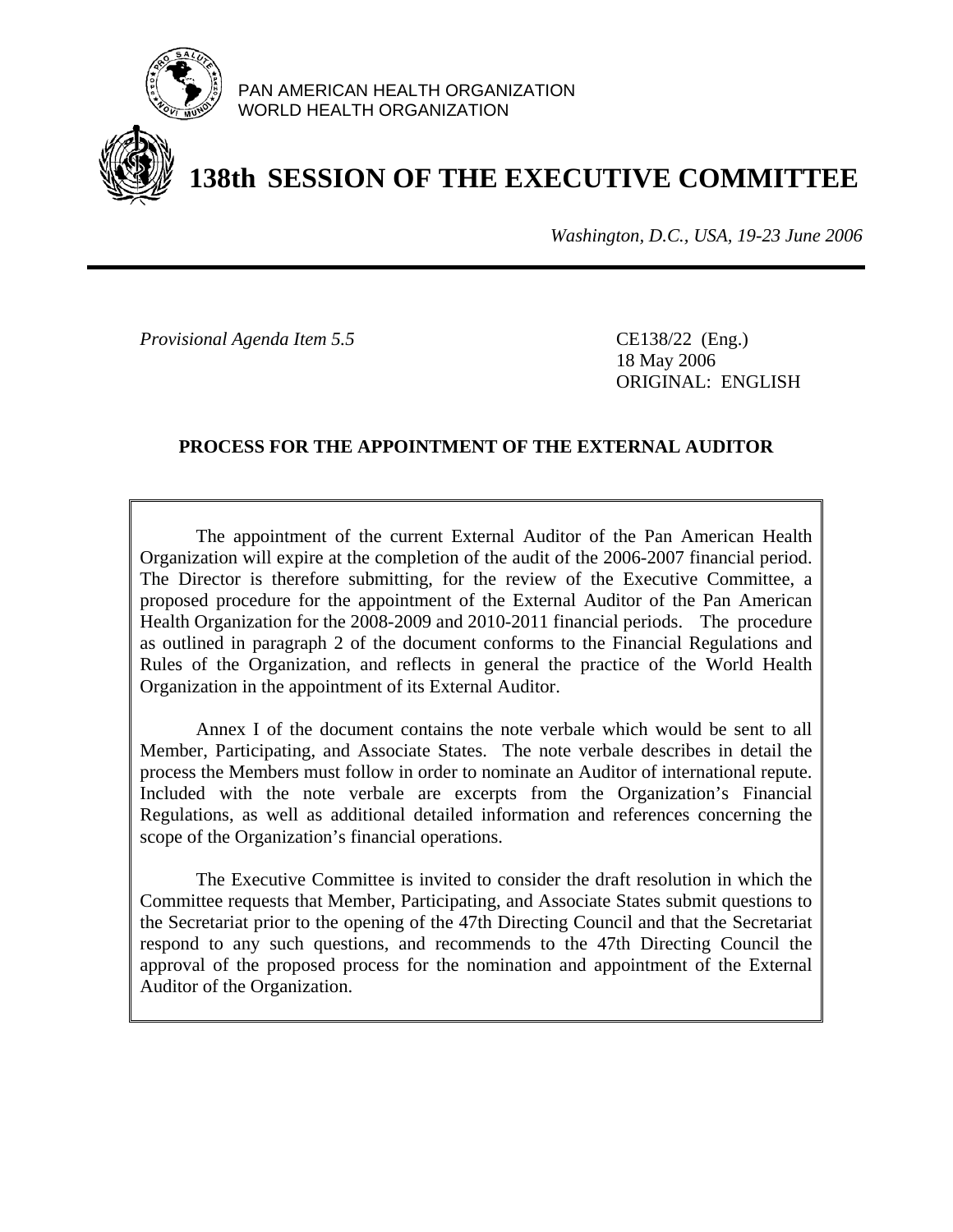PAN AMERICAN HEALTH ORGANIZATION
WORLD HEALTH ORGANIZATION

# 138th SESSION OF THE EXECUTIVE COMMITTEE

*Washington, D.C., USA, 19-23 June 2006*

*Provisional Agenda Item 5.5*

CE138/22 (Eng.)
18 May 2006
ORIGINAL: ENGLISH

## PROCESS FOR THE APPOINTMENT OF THE EXTERNAL AUDITOR

The appointment of the current External Auditor of the Pan American Health Organization will expire at the completion of the audit of the 2006-2007 financial period. The Director is therefore submitting, for the review of the Executive Committee, a proposed procedure for the appointment of the External Auditor of the Pan American Health Organization for the 2008-2009 and 2010-2011 financial periods. The procedure as outlined in paragraph 2 of the document conforms to the Financial Regulations and Rules of the Organization, and reflects in general the practice of the World Health Organization in the appointment of its External Auditor.

Annex I of the document contains the note verbale which would be sent to all Member, Participating, and Associate States. The note verbale describes in detail the process the Members must follow in order to nominate an Auditor of international repute. Included with the note verbale are excerpts from the Organization's Financial Regulations, as well as additional detailed information and references concerning the scope of the Organization's financial operations.

The Executive Committee is invited to consider the draft resolution in which the Committee requests that Member, Participating, and Associate States submit questions to the Secretariat prior to the opening of the 47th Directing Council and that the Secretariat respond to any such questions, and recommends to the 47th Directing Council the approval of the proposed process for the nomination and appointment of the External Auditor of the Organization.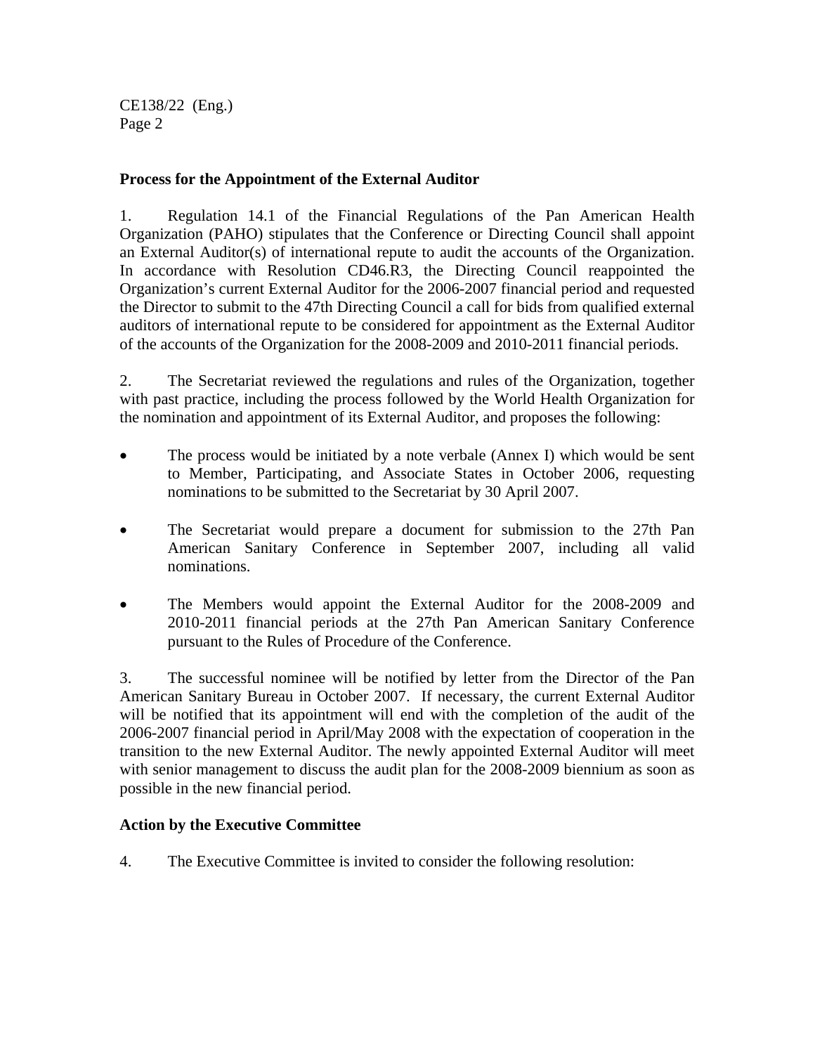**Process for the Appointment of the External Auditor**

1. Regulation 14.1 of the Financial Regulations of the Pan American Health Organization (PAHO) stipulates that the Conference or Directing Council shall appoint an External Auditor(s) of international repute to audit the accounts of the Organization. In accordance with Resolution CD46.R3, the Directing Council reappointed the Organization's current External Auditor for the 2006-2007 financial period and requested the Director to submit to the 47th Directing Council a call for bids from qualified external auditors of international repute to be considered for appointment as the External Auditor of the accounts of the Organization for the 2008-2009 and 2010-2011 financial periods.

2. The Secretariat reviewed the regulations and rules of the Organization, together with past practice, including the process followed by the World Health Organization for the nomination and appointment of its External Auditor, and proposes the following:

- The process would be initiated by a note verbale (Annex I) which would be sent to Member, Participating, and Associate States in October 2006, requesting nominations to be submitted to the Secretariat by 30 April 2007.
- The Secretariat would prepare a document for submission to the 27th Pan American Sanitary Conference in September 2007, including all valid nominations.
- The Members would appoint the External Auditor for the 2008-2009 and 2010-2011 financial periods at the 27th Pan American Sanitary Conference pursuant to the Rules of Procedure of the Conference.

3. The successful nominee will be notified by letter from the Director of the Pan American Sanitary Bureau in October 2007. If necessary, the current External Auditor will be notified that its appointment will end with the completion of the audit of the 2006-2007 financial period in April/May 2008 with the expectation of cooperation in the transition to the new External Auditor. The newly appointed External Auditor will meet with senior management to discuss the audit plan for the 2008-2009 biennium as soon as possible in the new financial period.

**Action by the Executive Committee**

4. The Executive Committee is invited to consider the following resolution: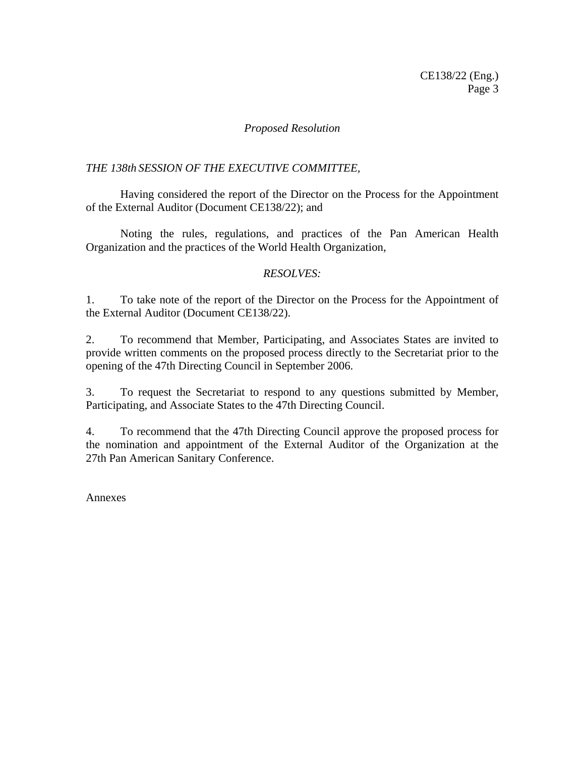*Proposed Resolution*

*THE 138th SESSION OF THE EXECUTIVE COMMITTEE,*

Having considered the report of the Director on the Process for the Appointment of the External Auditor (Document CE138/22); and

Noting the rules, regulations, and practices of the Pan American Health Organization and the practices of the World Health Organization,

*RESOLVES:*

1. To take note of the report of the Director on the Process for the Appointment of the External Auditor (Document CE138/22).

2. To recommend that Member, Participating, and Associates States are invited to provide written comments on the proposed process directly to the Secretariat prior to the opening of the 47th Directing Council in September 2006.

3. To request the Secretariat to respond to any questions submitted by Member, Participating, and Associate States to the 47th Directing Council.

4. To recommend that the 47th Directing Council approve the proposed process for the nomination and appointment of the External Auditor of the Organization at the 27th Pan American Sanitary Conference.

Annexes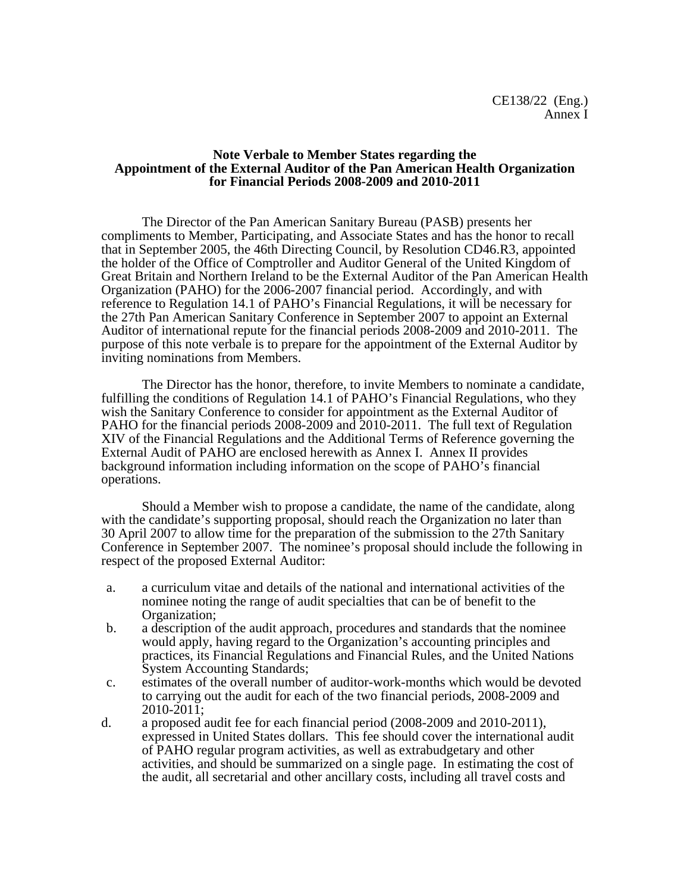CE138/22 (Eng.)
Annex I

**Note Verbale to Member States regarding the Appointment of the External Auditor of the Pan American Health Organization for Financial Periods 2008-2009 and 2010-2011**

The Director of the Pan American Sanitary Bureau (PASB) presents her compliments to Member, Participating, and Associate States and has the honor to recall that in September 2005, the 46th Directing Council, by Resolution CD46.R3, appointed the holder of the Office of Comptroller and Auditor General of the United Kingdom of Great Britain and Northern Ireland to be the External Auditor of the Pan American Health Organization (PAHO) for the 2006-2007 financial period. Accordingly, and with reference to Regulation 14.1 of PAHO's Financial Regulations, it will be necessary for the 27th Pan American Sanitary Conference in September 2007 to appoint an External Auditor of international repute for the financial periods 2008-2009 and 2010-2011. The purpose of this note verbale is to prepare for the appointment of the External Auditor by inviting nominations from Members.

The Director has the honor, therefore, to invite Members to nominate a candidate, fulfilling the conditions of Regulation 14.1 of PAHO's Financial Regulations, who they wish the Sanitary Conference to consider for appointment as the External Auditor of PAHO for the financial periods 2008-2009 and 2010-2011. The full text of Regulation XIV of the Financial Regulations and the Additional Terms of Reference governing the External Audit of PAHO are enclosed herewith as Annex I. Annex II provides background information including information on the scope of PAHO's financial operations.

Should a Member wish to propose a candidate, the name of the candidate, along with the candidate's supporting proposal, should reach the Organization no later than 30 April 2007 to allow time for the preparation of the submission to the 27th Sanitary Conference in September 2007. The nominee's proposal should include the following in respect of the proposed External Auditor:

a. a curriculum vitae and details of the national and international activities of the nominee noting the range of audit specialties that can be of benefit to the Organization;
b. a description of the audit approach, procedures and standards that the nominee would apply, having regard to the Organization's accounting principles and practices, its Financial Regulations and Financial Rules, and the United Nations System Accounting Standards;
c. estimates of the overall number of auditor-work-months which would be devoted to carrying out the audit for each of the two financial periods, 2008-2009 and 2010-2011;
d. a proposed audit fee for each financial period (2008-2009 and 2010-2011), expressed in United States dollars. This fee should cover the international audit of PAHO regular program activities, as well as extrabudgetary and other activities, and should be summarized on a single page. In estimating the cost of the audit, all secretarial and other ancillary costs, including all travel costs and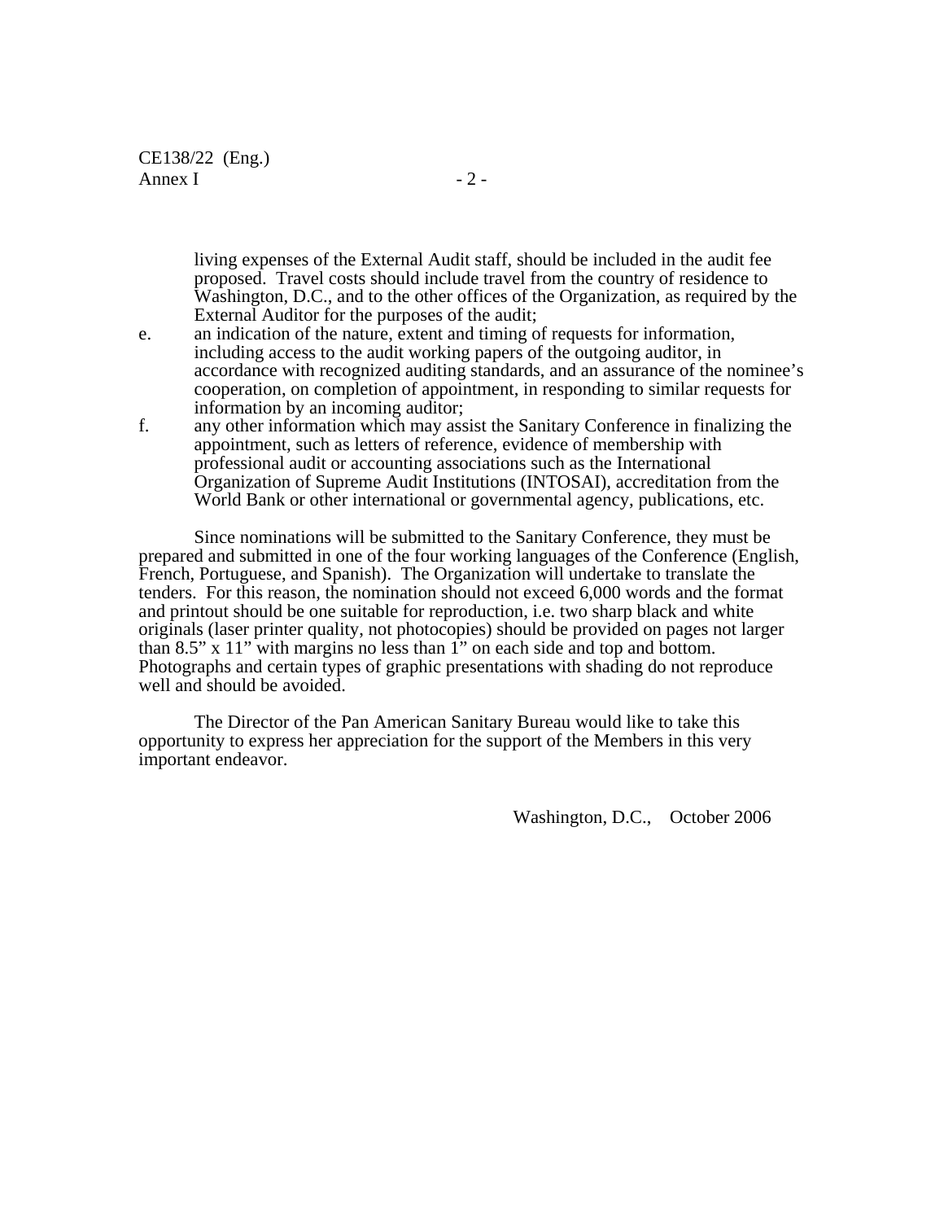living expenses of the External Audit staff, should be included in the audit fee proposed. Travel costs should include travel from the country of residence to Washington, D.C., and to the other offices of the Organization, as required by the External Auditor for the purposes of the audit;

e. an indication of the nature, extent and timing of requests for information, including access to the audit working papers of the outgoing auditor, in accordance with recognized auditing standards, and an assurance of the nominee's cooperation, on completion of appointment, in responding to similar requests for information by an incoming auditor;

f. any other information which may assist the Sanitary Conference in finalizing the appointment, such as letters of reference, evidence of membership with professional audit or accounting associations such as the International Organization of Supreme Audit Institutions (INTOSAI), accreditation from the World Bank or other international or governmental agency, publications, etc.

Since nominations will be submitted to the Sanitary Conference, they must be prepared and submitted in one of the four working languages of the Conference (English, French, Portuguese, and Spanish). The Organization will undertake to translate the tenders. For this reason, the nomination should not exceed 6,000 words and the format and printout should be one suitable for reproduction, i.e. two sharp black and white originals (laser printer quality, not photocopies) should be provided on pages not larger than 8.5" x 11" with margins no less than 1" on each side and top and bottom. Photographs and certain types of graphic presentations with shading do not reproduce well and should be avoided.

The Director of the Pan American Sanitary Bureau would like to take this opportunity to express her appreciation for the support of the Members in this very important endeavor.

Washington, D.C., October 2006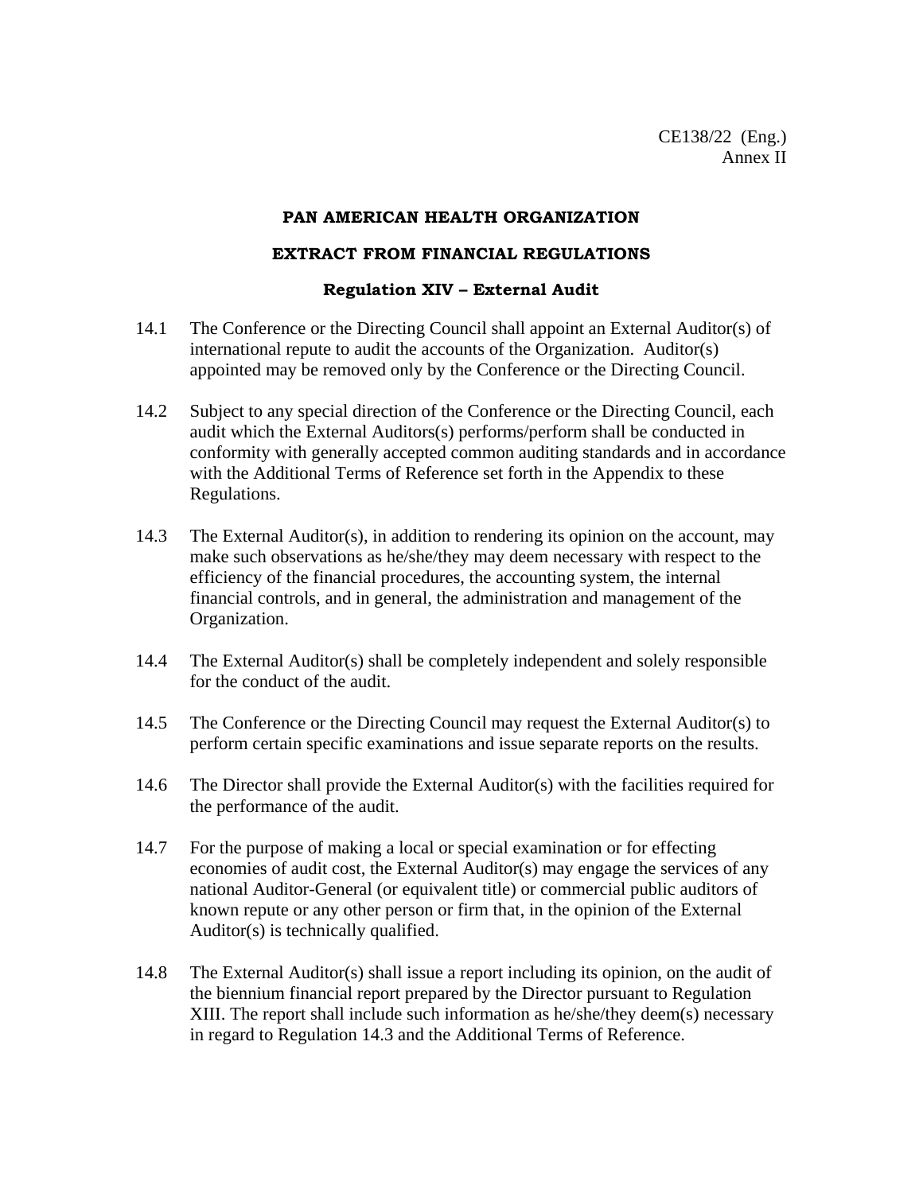CE138/22 (Eng.)
Annex II

**PAN AMERICAN HEALTH ORGANIZATION**

**EXTRACT FROM FINANCIAL REGULATIONS**

**Regulation XIV – External Audit**

14.1 The Conference or the Directing Council shall appoint an External Auditor(s) of international repute to audit the accounts of the Organization. Auditor(s) appointed may be removed only by the Conference or the Directing Council.

14.2 Subject to any special direction of the Conference or the Directing Council, each audit which the External Auditors(s) performs/perform shall be conducted in conformity with generally accepted common auditing standards and in accordance with the Additional Terms of Reference set forth in the Appendix to these Regulations.

14.3 The External Auditor(s), in addition to rendering its opinion on the account, may make such observations as he/she/they may deem necessary with respect to the efficiency of the financial procedures, the accounting system, the internal financial controls, and in general, the administration and management of the Organization.

14.4 The External Auditor(s) shall be completely independent and solely responsible for the conduct of the audit.

14.5 The Conference or the Directing Council may request the External Auditor(s) to perform certain specific examinations and issue separate reports on the results.

14.6 The Director shall provide the External Auditor(s) with the facilities required for the performance of the audit.

14.7 For the purpose of making a local or special examination or for effecting economies of audit cost, the External Auditor(s) may engage the services of any national Auditor-General (or equivalent title) or commercial public auditors of known repute or any other person or firm that, in the opinion of the External Auditor(s) is technically qualified.

14.8 The External Auditor(s) shall issue a report including its opinion, on the audit of the biennium financial report prepared by the Director pursuant to Regulation XIII. The report shall include such information as he/she/they deem(s) necessary in regard to Regulation 14.3 and the Additional Terms of Reference.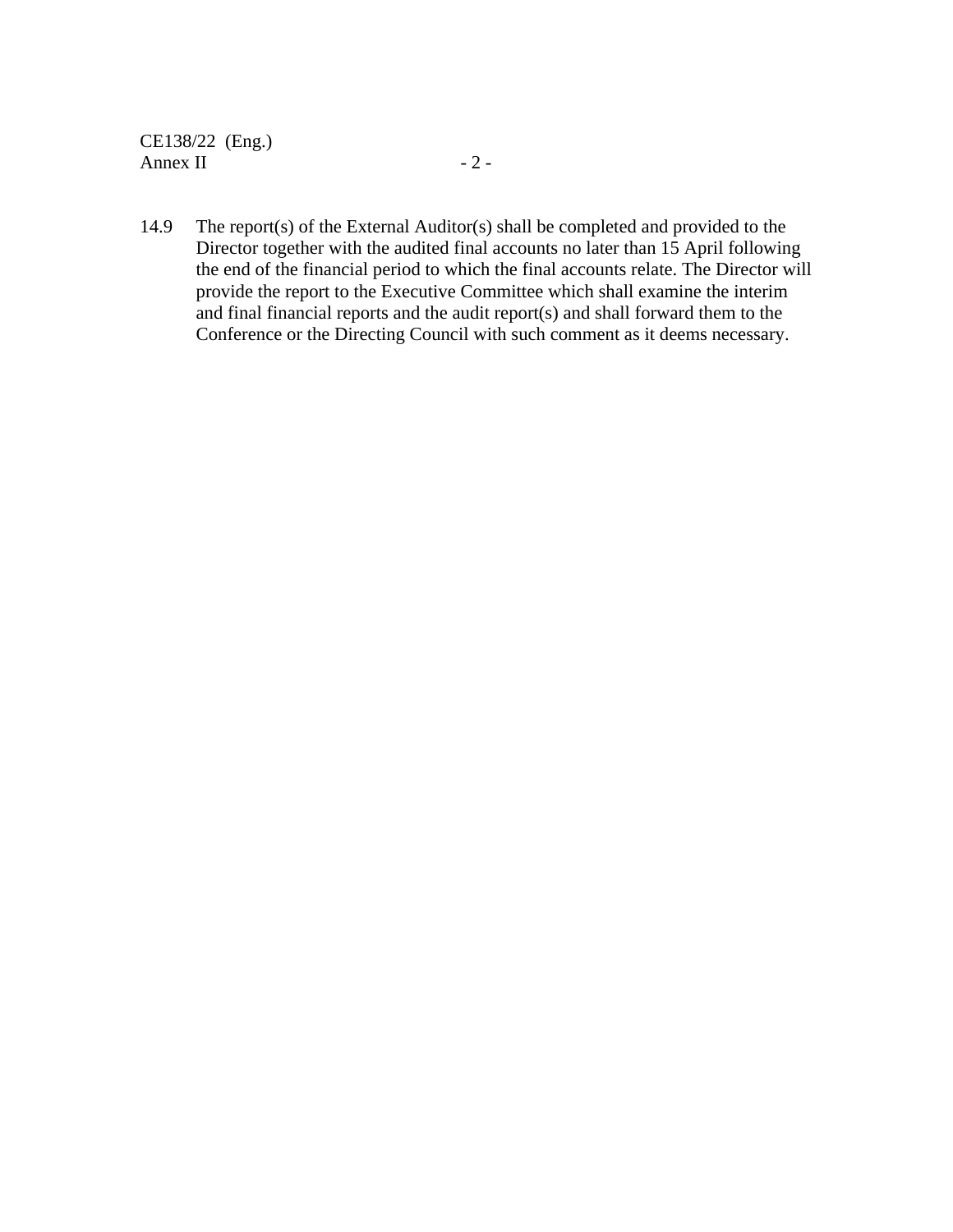14.9 The report(s) of the External Auditor(s) shall be completed and provided to the Director together with the audited final accounts no later than 15 April following the end of the financial period to which the final accounts relate. The Director will provide the report to the Executive Committee which shall examine the interim and final financial reports and the audit report(s) and shall forward them to the Conference or the Directing Council with such comment as it deems necessary.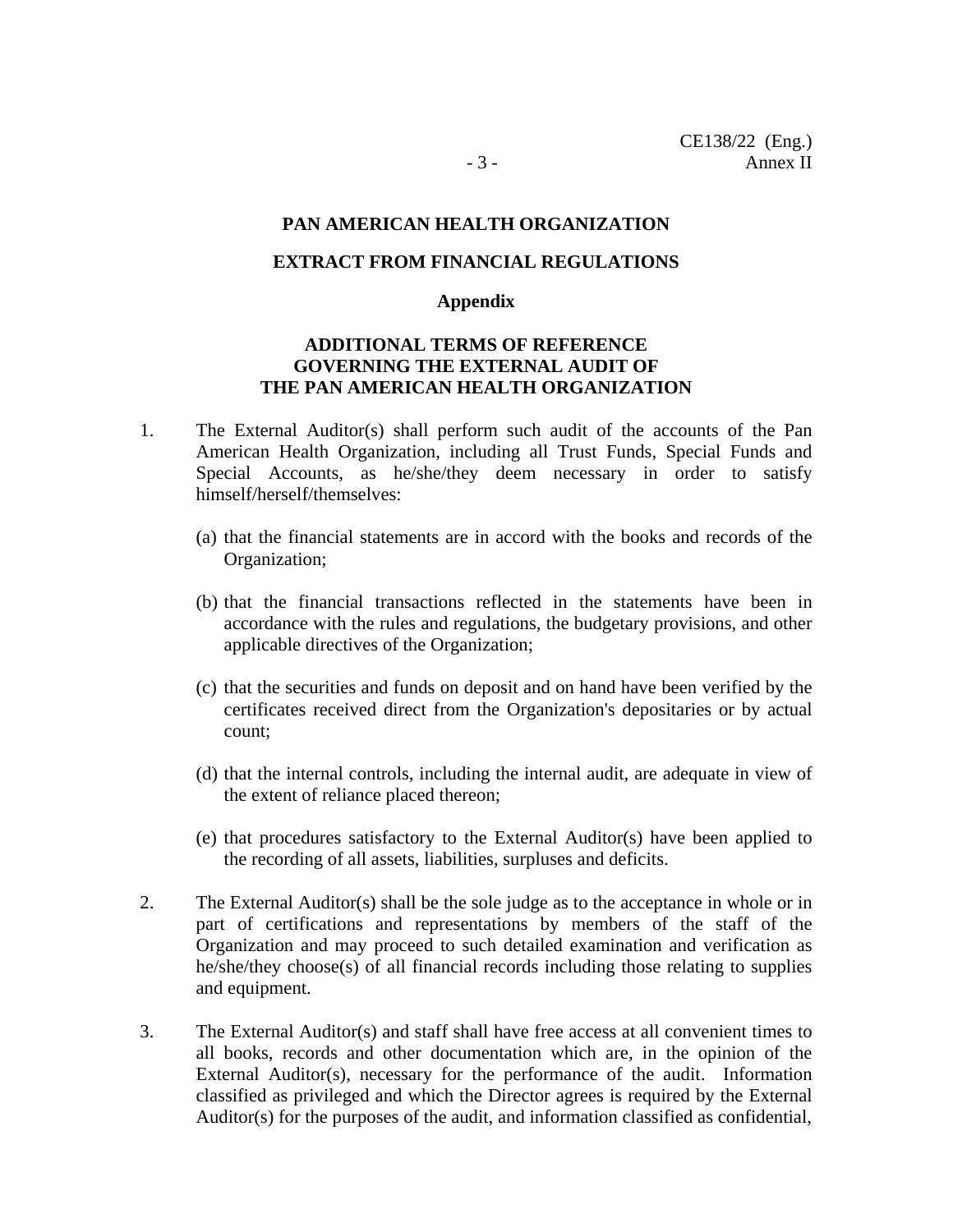**PAN AMERICAN HEALTH ORGANIZATION**

**EXTRACT FROM FINANCIAL REGULATIONS**

**Appendix**

**ADDITIONAL TERMS OF REFERENCE GOVERNING THE EXTERNAL AUDIT OF THE PAN AMERICAN HEALTH ORGANIZATION**

1. The External Auditor(s) shall perform such audit of the accounts of the Pan American Health Organization, including all Trust Funds, Special Funds and Special Accounts, as he/she/they deem necessary in order to satisfy himself/herself/themselves:

   (a) that the financial statements are in accord with the books and records of the Organization;

   (b) that the financial transactions reflected in the statements have been in accordance with the rules and regulations, the budgetary provisions, and other applicable directives of the Organization;

   (c) that the securities and funds on deposit and on hand have been verified by the certificates received direct from the Organization's depositaries or by actual count;

   (d) that the internal controls, including the internal audit, are adequate in view of the extent of reliance placed thereon;

   (e) that procedures satisfactory to the External Auditor(s) have been applied to the recording of all assets, liabilities, surpluses and deficits.

2. The External Auditor(s) shall be the sole judge as to the acceptance in whole or in part of certifications and representations by members of the staff of the Organization and may proceed to such detailed examination and verification as he/she/they choose(s) of all financial records including those relating to supplies and equipment.

3. The External Auditor(s) and staff shall have free access at all convenient times to all books, records and other documentation which are, in the opinion of the External Auditor(s), necessary for the performance of the audit. Information classified as privileged and which the Director agrees is required by the External Auditor(s) for the purposes of the audit, and information classified as confidential,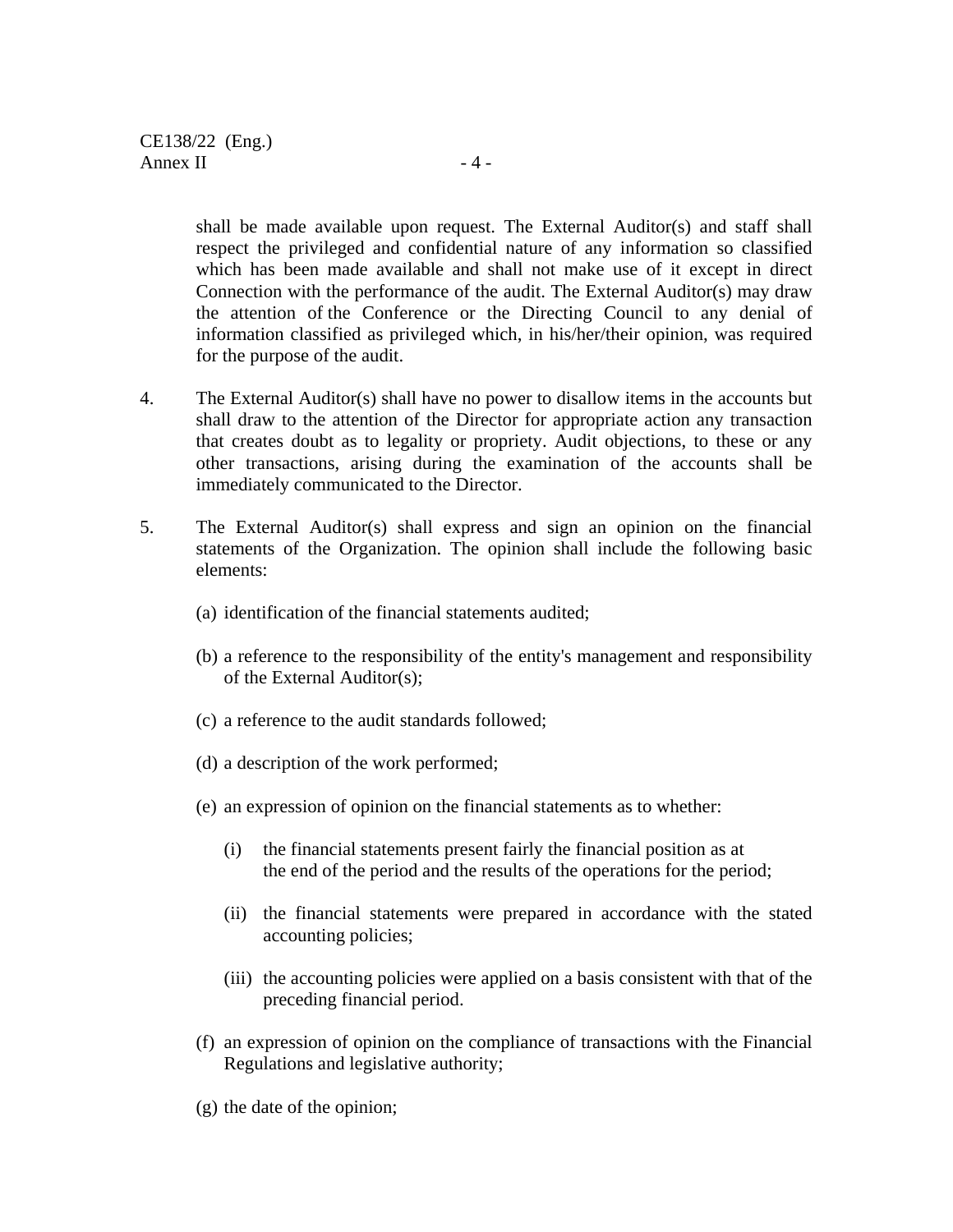shall be made available upon request. The External Auditor(s) and staff shall respect the privileged and confidential nature of any information so classified which has been made available and shall not make use of it except in direct Connection with the performance of the audit. The External Auditor(s) may draw the attention of the Conference or the Directing Council to any denial of information classified as privileged which, in his/her/their opinion, was required for the purpose of the audit.

4. The External Auditor(s) shall have no power to disallow items in the accounts but shall draw to the attention of the Director for appropriate action any transaction that creates doubt as to legality or propriety. Audit objections, to these or any other transactions, arising during the examination of the accounts shall be immediately communicated to the Director.

5. The External Auditor(s) shall express and sign an opinion on the financial statements of the Organization. The opinion shall include the following basic elements:

   (a) identification of the financial statements audited;

   (b) a reference to the responsibility of the entity's management and responsibility of the External Auditor(s);

   (c) a reference to the audit standards followed;

   (d) a description of the work performed;

   (e) an expression of opinion on the financial statements as to whether:

      (i) the financial statements present fairly the financial position as at the end of the period and the results of the operations for the period;

      (ii) the financial statements were prepared in accordance with the stated accounting policies;

      (iii) the accounting policies were applied on a basis consistent with that of the preceding financial period.

   (f) an expression of opinion on the compliance of transactions with the Financial Regulations and legislative authority;

   (g) the date of the opinion;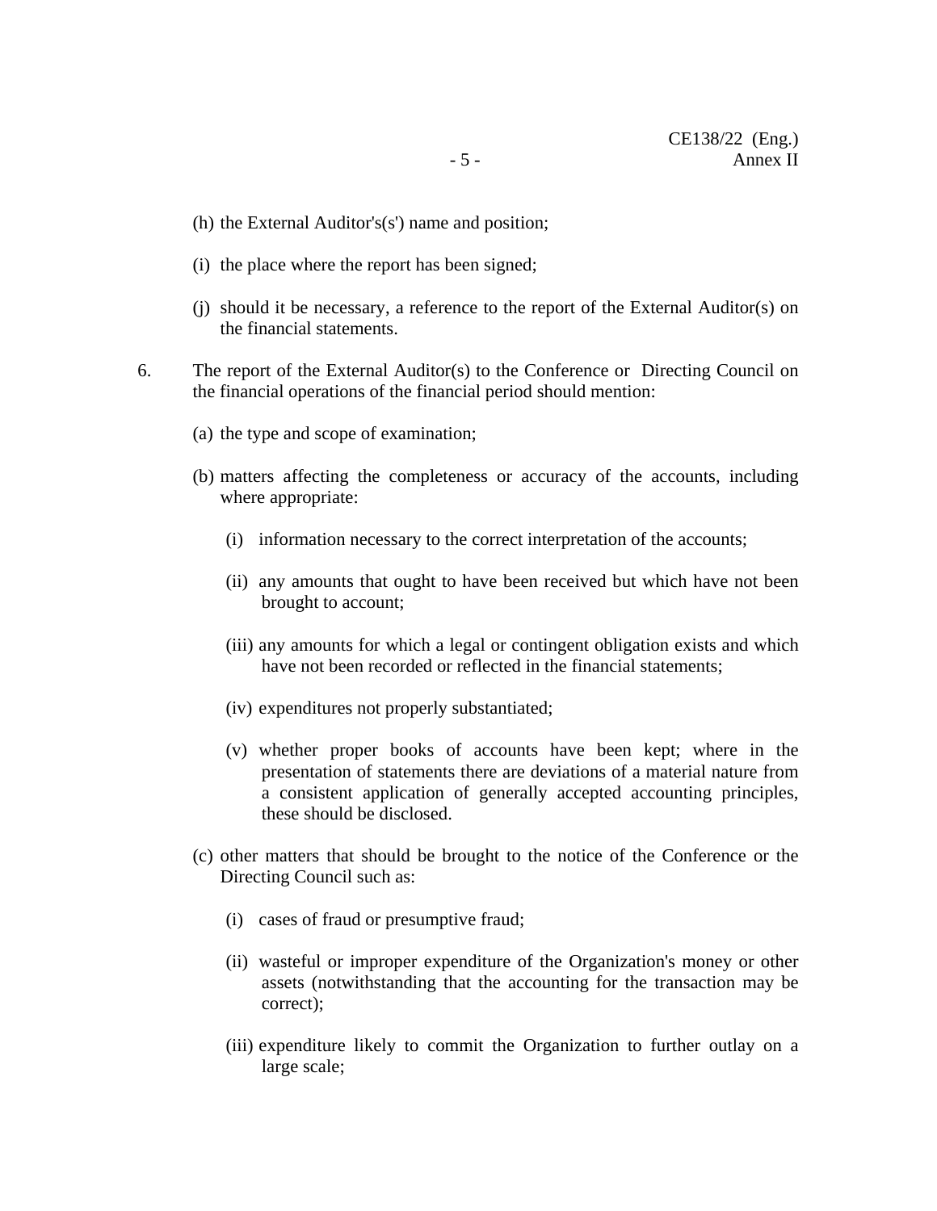(h) the External Auditor's(s') name and position;

(i) the place where the report has been signed;

(j) should it be necessary, a reference to the report of the External Auditor(s) on the financial statements.

6. The report of the External Auditor(s) to the Conference or Directing Council on the financial operations of the financial period should mention:

(a) the type and scope of examination;

(b) matters affecting the completeness or accuracy of the accounts, including where appropriate:

(i) information necessary to the correct interpretation of the accounts;

(ii) any amounts that ought to have been received but which have not been brought to account;

(iii) any amounts for which a legal or contingent obligation exists and which have not been recorded or reflected in the financial statements;

(iv) expenditures not properly substantiated;

(v) whether proper books of accounts have been kept; where in the presentation of statements there are deviations of a material nature from a consistent application of generally accepted accounting principles, these should be disclosed.

(c) other matters that should be brought to the notice of the Conference or the Directing Council such as:

(i) cases of fraud or presumptive fraud;

(ii) wasteful or improper expenditure of the Organization's money or other assets (notwithstanding that the accounting for the transaction may be correct);

(iii) expenditure likely to commit the Organization to further outlay on a large scale;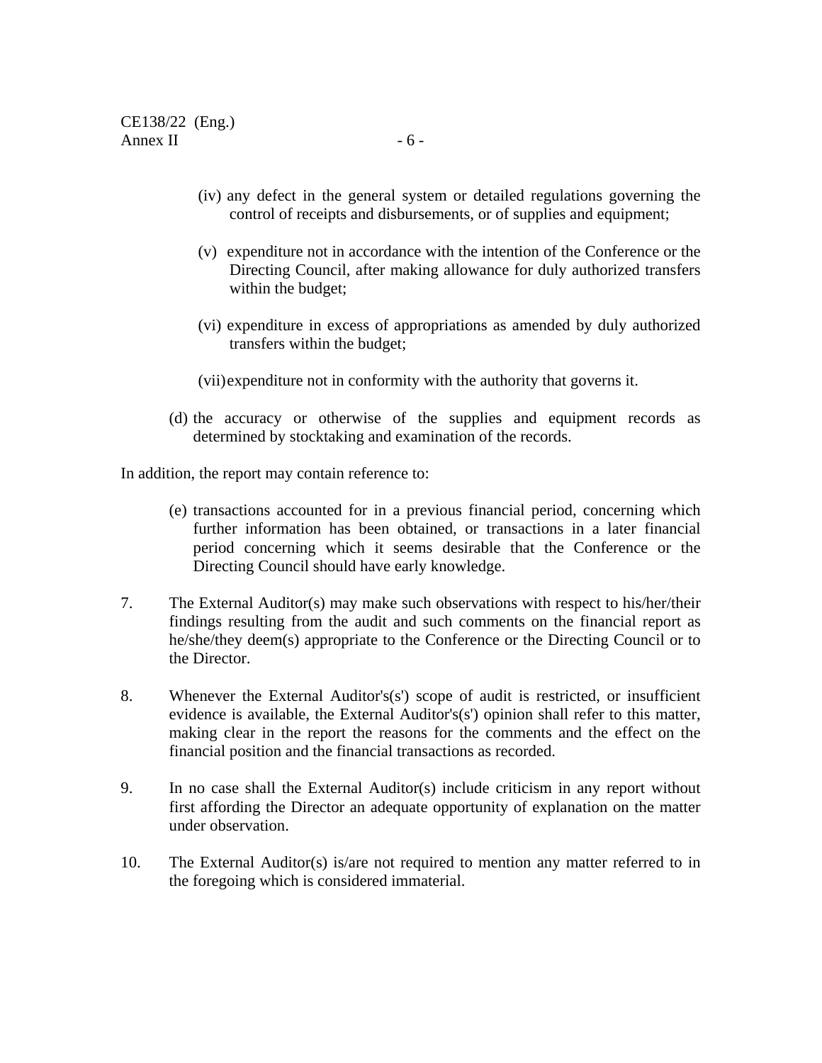(iv) any defect in the general system or detailed regulations governing the control of receipts and disbursements, or of supplies and equipment;

(v) expenditure not in accordance with the intention of the Conference or the Directing Council, after making allowance for duly authorized transfers within the budget;

(vi) expenditure in excess of appropriations as amended by duly authorized transfers within the budget;

(vii) expenditure not in conformity with the authority that governs it.

(d) the accuracy or otherwise of the supplies and equipment records as determined by stocktaking and examination of the records.

In addition, the report may contain reference to:

(e) transactions accounted for in a previous financial period, concerning which further information has been obtained, or transactions in a later financial period concerning which it seems desirable that the Conference or the Directing Council should have early knowledge.

7. The External Auditor(s) may make such observations with respect to his/her/their findings resulting from the audit and such comments on the financial report as he/she/they deem(s) appropriate to the Conference or the Directing Council or to the Director.

8. Whenever the External Auditor's(s') scope of audit is restricted, or insufficient evidence is available, the External Auditor's(s') opinion shall refer to this matter, making clear in the report the reasons for the comments and the effect on the financial position and the financial transactions as recorded.

9. In no case shall the External Auditor(s) include criticism in any report without first affording the Director an adequate opportunity of explanation on the matter under observation.

10. The External Auditor(s) is/are not required to mention any matter referred to in the foregoing which is considered immaterial.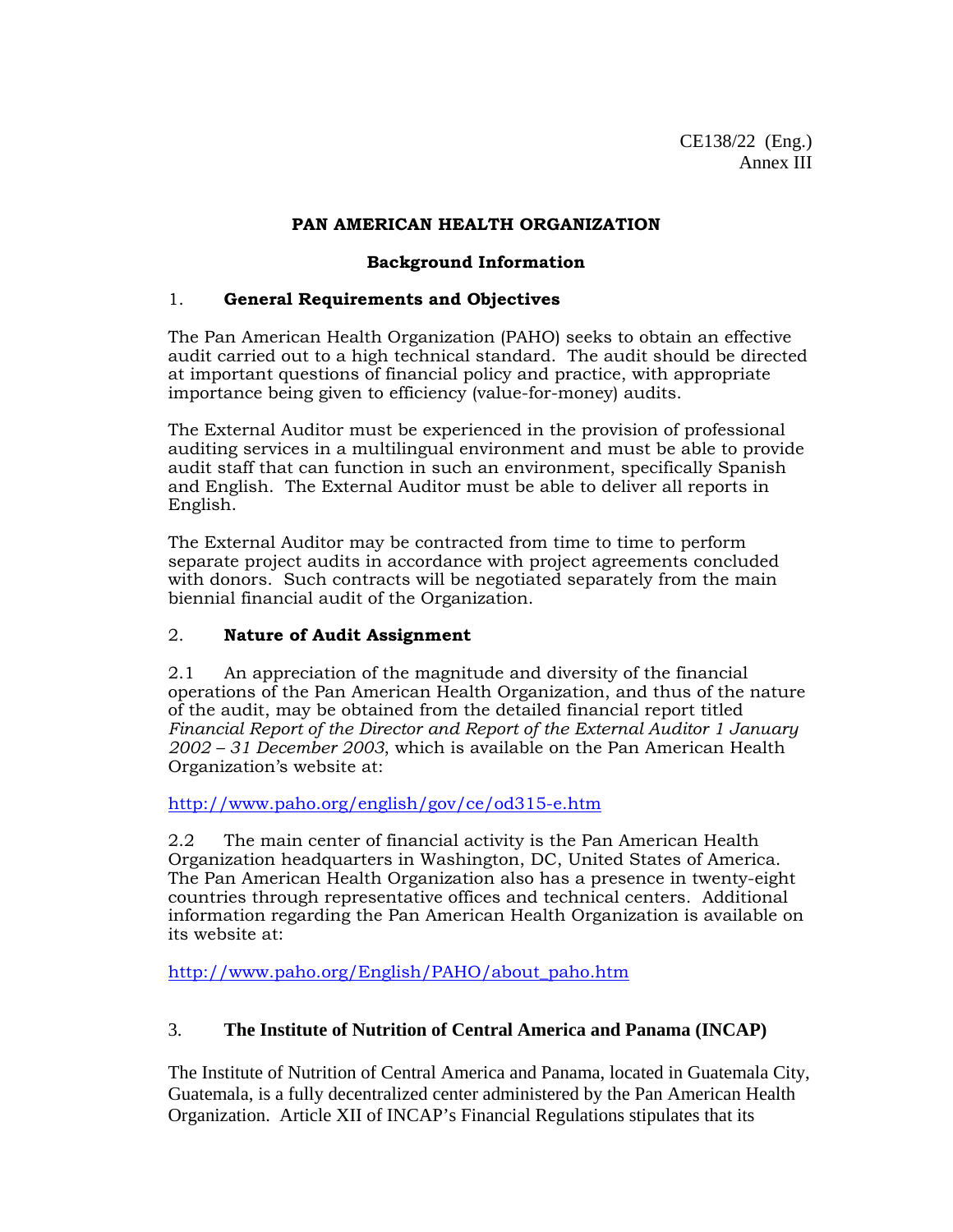CE138/22 (Eng.)
Annex III

**PAN AMERICAN HEALTH ORGANIZATION**

**Background Information**

## 1. General Requirements and Objectives

The Pan American Health Organization (PAHO) seeks to obtain an effective audit carried out to a high technical standard. The audit should be directed at important questions of financial policy and practice, with appropriate importance being given to efficiency (value-for-money) audits.

The External Auditor must be experienced in the provision of professional auditing services in a multilingual environment and must be able to provide audit staff that can function in such an environment, specifically Spanish and English. The External Auditor must be able to deliver all reports in English.

The External Auditor may be contracted from time to time to perform separate project audits in accordance with project agreements concluded with donors. Such contracts will be negotiated separately from the main biennial financial audit of the Organization.

## 2. Nature of Audit Assignment

2.1 An appreciation of the magnitude and diversity of the financial operations of the Pan American Health Organization, and thus of the nature of the audit, may be obtained from the detailed financial report titled *Financial Report of the Director and Report of the External Auditor 1 January 2002 – 31 December 2003*, which is available on the Pan American Health Organization's website at:

http://www.paho.org/english/gov/ce/od315-e.htm

2.2 The main center of financial activity is the Pan American Health Organization headquarters in Washington, DC, United States of America. The Pan American Health Organization also has a presence in twenty-eight countries through representative offices and technical centers. Additional information regarding the Pan American Health Organization is available on its website at:

http://www.paho.org/English/PAHO/about_paho.htm

## 3. The Institute of Nutrition of Central America and Panama (INCAP)

The Institute of Nutrition of Central America and Panama, located in Guatemala City, Guatemala, is a fully decentralized center administered by the Pan American Health Organization. Article XII of INCAP's Financial Regulations stipulates that its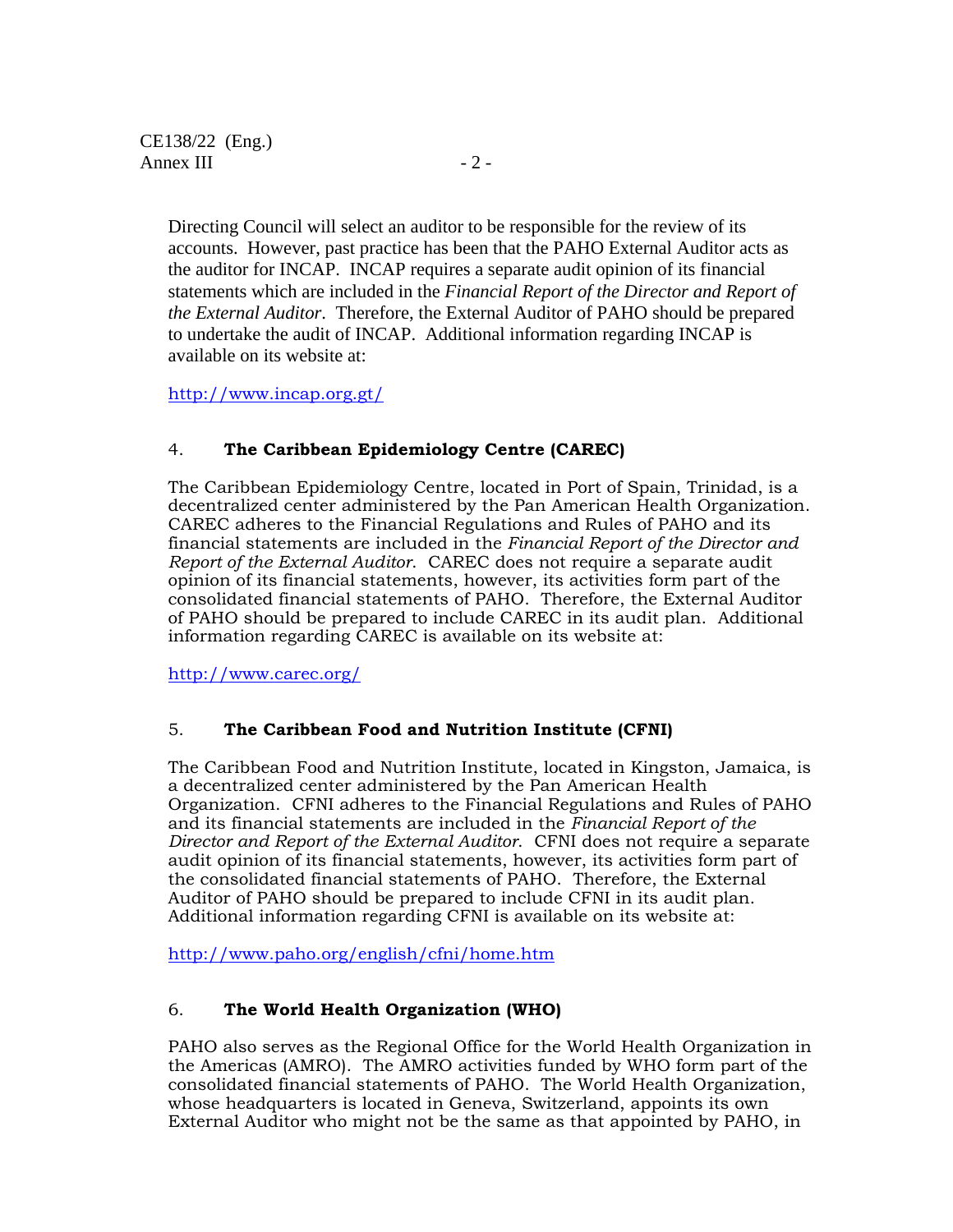Directing Council will select an auditor to be responsible for the review of its accounts. However, past practice has been that the PAHO External Auditor acts as the auditor for INCAP. INCAP requires a separate audit opinion of its financial statements which are included in the *Financial Report of the Director and Report of the External Auditor*. Therefore, the External Auditor of PAHO should be prepared to undertake the audit of INCAP. Additional information regarding INCAP is available on its website at:

http://www.incap.org.gt/

4. **The Caribbean Epidemiology Centre (CAREC)**

The Caribbean Epidemiology Centre, located in Port of Spain, Trinidad, is a decentralized center administered by the Pan American Health Organization. CAREC adheres to the Financial Regulations and Rules of PAHO and its financial statements are included in the *Financial Report of the Director and Report of the External Auditor*. CAREC does not require a separate audit opinion of its financial statements, however, its activities form part of the consolidated financial statements of PAHO. Therefore, the External Auditor of PAHO should be prepared to include CAREC in its audit plan. Additional information regarding CAREC is available on its website at:

http://www.carec.org/

5. **The Caribbean Food and Nutrition Institute (CFNI)**

The Caribbean Food and Nutrition Institute, located in Kingston, Jamaica, is a decentralized center administered by the Pan American Health Organization. CFNI adheres to the Financial Regulations and Rules of PAHO and its financial statements are included in the *Financial Report of the Director and Report of the External Auditor*. CFNI does not require a separate audit opinion of its financial statements, however, its activities form part of the consolidated financial statements of PAHO. Therefore, the External Auditor of PAHO should be prepared to include CFNI in its audit plan. Additional information regarding CFNI is available on its website at:

http://www.paho.org/english/cfni/home.htm

6. **The World Health Organization (WHO)**

PAHO also serves as the Regional Office for the World Health Organization in the Americas (AMRO). The AMRO activities funded by WHO form part of the consolidated financial statements of PAHO. The World Health Organization, whose headquarters is located in Geneva, Switzerland, appoints its own External Auditor who might not be the same as that appointed by PAHO, in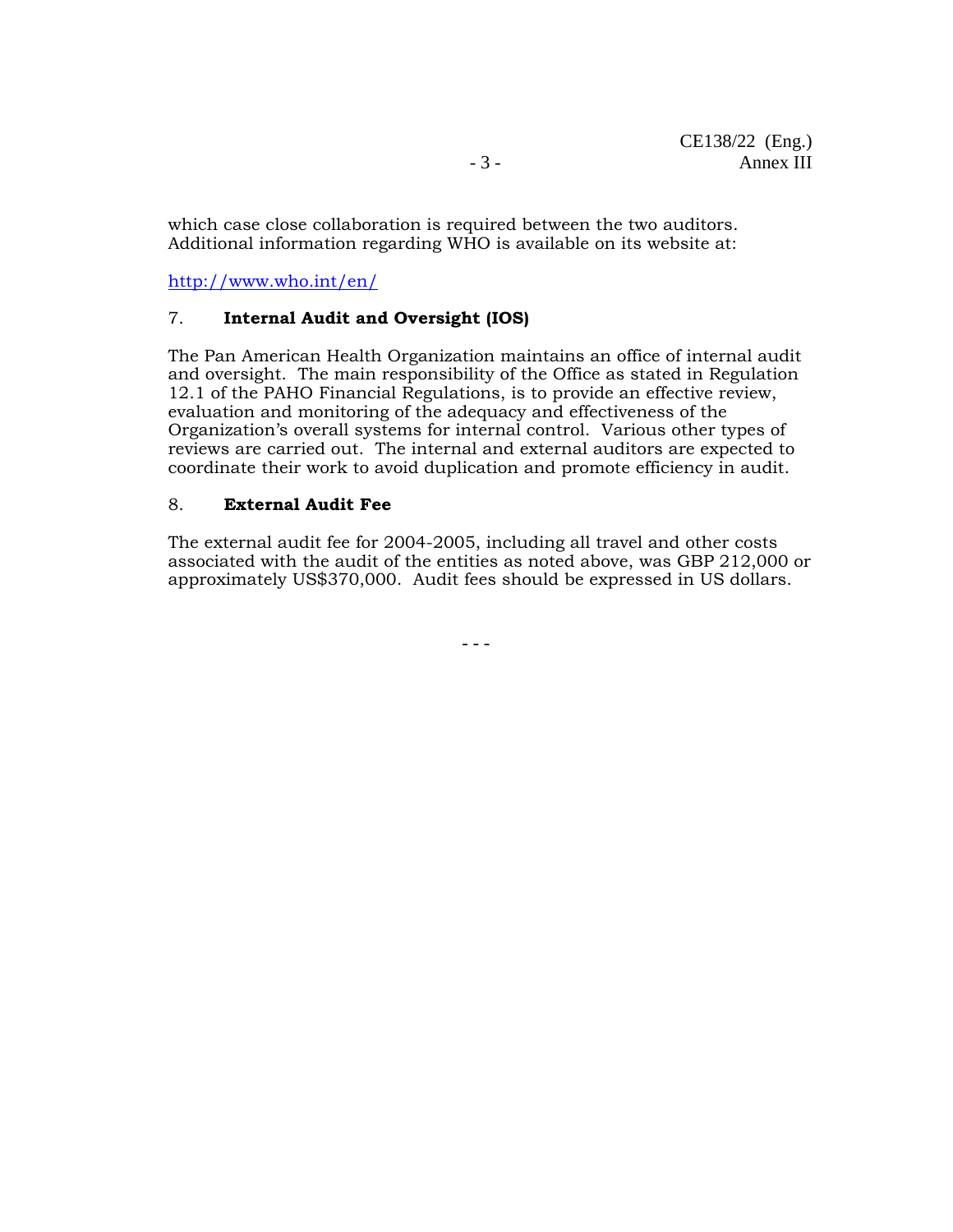which case close collaboration is required between the two auditors. Additional information regarding WHO is available on its website at:

http://www.who.int/en/

## 7. Internal Audit and Oversight (IOS)

The Pan American Health Organization maintains an office of internal audit and oversight. The main responsibility of the Office as stated in Regulation 12.1 of the PAHO Financial Regulations, is to provide an effective review, evaluation and monitoring of the adequacy and effectiveness of the Organization's overall systems for internal control. Various other types of reviews are carried out. The internal and external auditors are expected to coordinate their work to avoid duplication and promote efficiency in audit.

## 8. External Audit Fee

The external audit fee for 2004-2005, including all travel and other costs associated with the audit of the entities as noted above, was GBP 212,000 or approximately US$370,000. Audit fees should be expressed in US dollars.

- - -